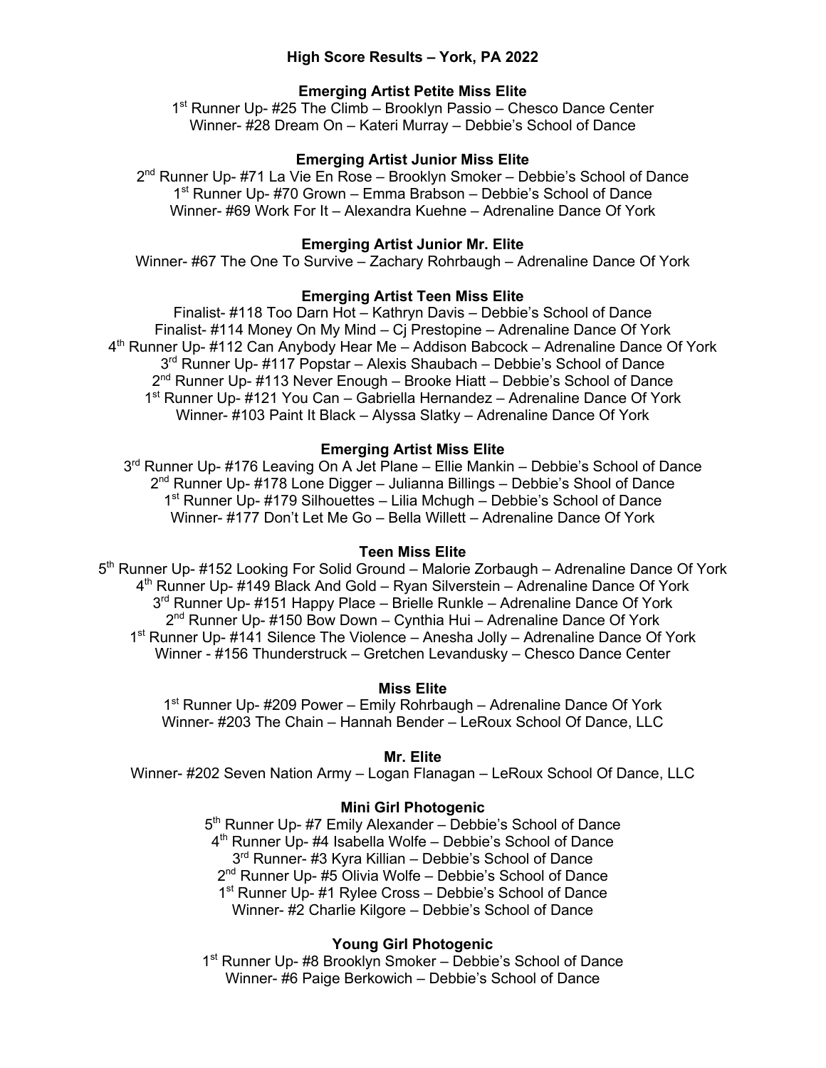# High Score Results – York, PA 2022

## Emerging Artist Petite Miss Elite

1st Runner Up- #25 The Climb – Brooklyn Passio – Chesco Dance Center
Winner- #28 Dream On – Kateri Murray – Debbie's School of Dance

## Emerging Artist Junior Miss Elite

2nd Runner Up- #71 La Vie En Rose – Brooklyn Smoker – Debbie's School of Dance
1st Runner Up- #70 Grown – Emma Brabson – Debbie's School of Dance
Winner- #69 Work For It – Alexandra Kuehne – Adrenaline Dance Of York

## Emerging Artist Junior Mr. Elite

Winner- #67 The One To Survive – Zachary Rohrbaugh – Adrenaline Dance Of York

## Emerging Artist Teen Miss Elite

Finalist- #118 Too Darn Hot – Kathryn Davis – Debbie's School of Dance
Finalist- #114 Money On My Mind – Cj Prestopine – Adrenaline Dance Of York
4th Runner Up- #112 Can Anybody Hear Me – Addison Babcock – Adrenaline Dance Of York
3rd Runner Up- #117 Popstar – Alexis Shaubach – Debbie's School of Dance
2nd Runner Up- #113 Never Enough – Brooke Hiatt – Debbie's School of Dance
1st Runner Up- #121 You Can – Gabriella Hernandez – Adrenaline Dance Of York
Winner- #103 Paint It Black – Alyssa Slatky – Adrenaline Dance Of York

## Emerging Artist Miss Elite

3rd Runner Up- #176 Leaving On A Jet Plane – Ellie Mankin – Debbie's School of Dance
2nd Runner Up- #178 Lone Digger – Julianna Billings – Debbie's Shool of Dance
1st Runner Up- #179 Silhouettes – Lilia Mchugh – Debbie's School of Dance
Winner- #177 Don't Let Me Go – Bella Willett – Adrenaline Dance Of York

## Teen Miss Elite

5th Runner Up- #152 Looking For Solid Ground – Malorie Zorbaugh – Adrenaline Dance Of York
4th Runner Up- #149 Black And Gold – Ryan Silverstein – Adrenaline Dance Of York
3rd Runner Up- #151 Happy Place – Brielle Runkle – Adrenaline Dance Of York
2nd Runner Up- #150 Bow Down – Cynthia Hui – Adrenaline Dance Of York
1st Runner Up- #141 Silence The Violence – Anesha Jolly – Adrenaline Dance Of York
Winner - #156 Thunderstruck – Gretchen Levandusky – Chesco Dance Center

## Miss Elite

1st Runner Up- #209 Power – Emily Rohrbaugh – Adrenaline Dance Of York
Winner- #203 The Chain – Hannah Bender – LeRoux School Of Dance, LLC

## Mr. Elite

Winner- #202 Seven Nation Army – Logan Flanagan – LeRoux School Of Dance, LLC

## Mini Girl Photogenic

5th Runner Up- #7 Emily Alexander – Debbie's School of Dance
4th Runner Up- #4 Isabella Wolfe – Debbie's School of Dance
3rd Runner- #3 Kyra Killian – Debbie's School of Dance
2nd Runner Up- #5 Olivia Wolfe – Debbie's School of Dance
1st Runner Up- #1 Rylee Cross – Debbie's School of Dance
Winner- #2 Charlie Kilgore – Debbie's School of Dance

## Young Girl Photogenic

1st Runner Up- #8 Brooklyn Smoker – Debbie's School of Dance
Winner- #6 Paige Berkowich – Debbie's School of Dance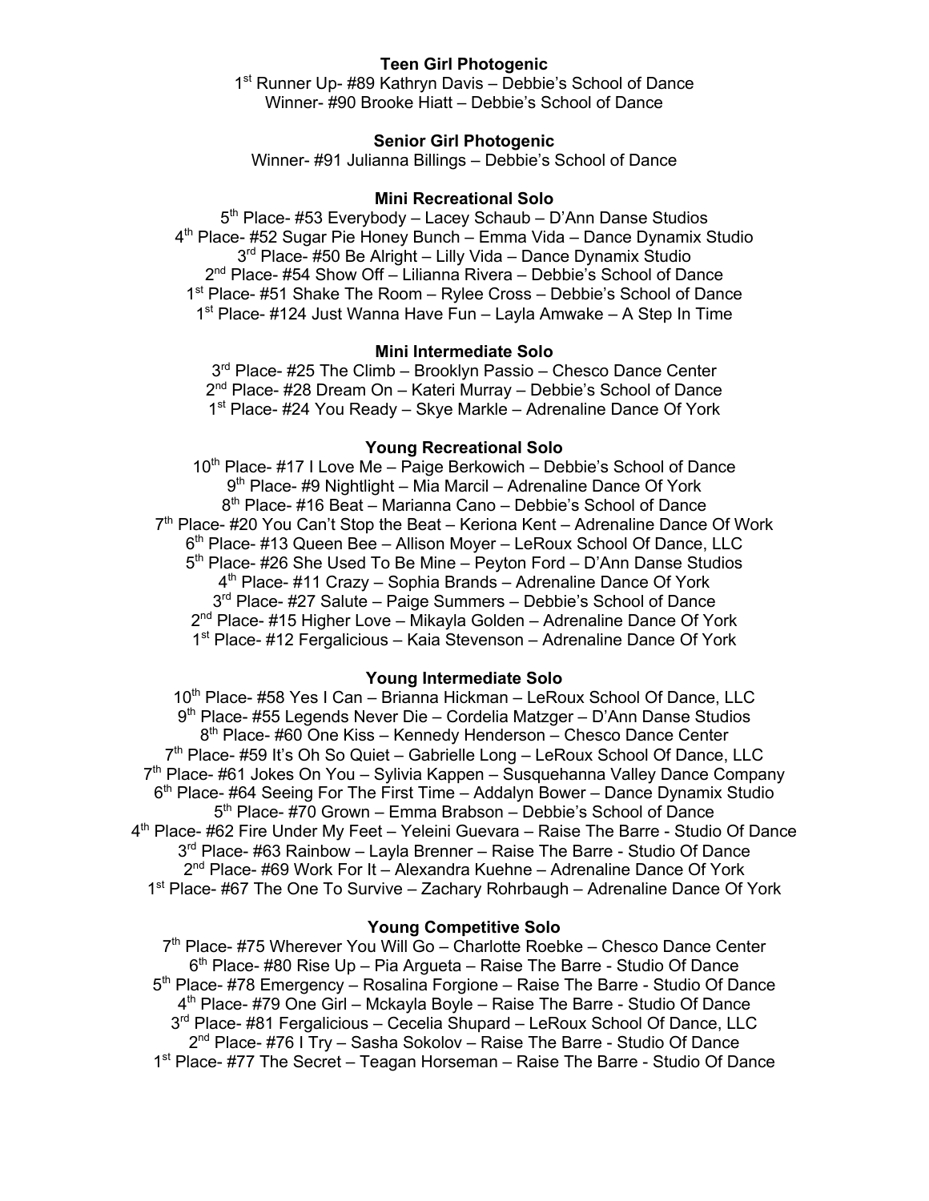**Teen Girl Photogenic**

1st Runner Up- #89 Kathryn Davis – Debbie's School of Dance
Winner- #90 Brooke Hiatt – Debbie's School of Dance

**Senior Girl Photogenic**

Winner- #91 Julianna Billings – Debbie's School of Dance

**Mini Recreational Solo**

5th Place- #53 Everybody – Lacey Schaub – D'Ann Danse Studios
4th Place- #52 Sugar Pie Honey Bunch – Emma Vida – Dance Dynamix Studio
3rd Place- #50 Be Alright – Lilly Vida – Dance Dynamix Studio
2nd Place- #54 Show Off – Lilianna Rivera – Debbie's School of Dance
1st Place- #51 Shake The Room – Rylee Cross – Debbie's School of Dance
1st Place- #124 Just Wanna Have Fun – Layla Amwake – A Step In Time

**Mini Intermediate Solo**

3rd Place- #25 The Climb – Brooklyn Passio – Chesco Dance Center
2nd Place- #28 Dream On – Kateri Murray – Debbie's School of Dance
1st Place- #24 You Ready – Skye Markle – Adrenaline Dance Of York

**Young Recreational Solo**

10th Place- #17 I Love Me – Paige Berkowich – Debbie's School of Dance
9th Place- #9 Nightlight – Mia Marcil – Adrenaline Dance Of York
8th Place- #16 Beat – Marianna Cano – Debbie's School of Dance
7th Place- #20 You Can't Stop the Beat – Keriona Kent – Adrenaline Dance Of Work
6th Place- #13 Queen Bee – Allison Moyer – LeRoux School Of Dance, LLC
5th Place- #26 She Used To Be Mine – Peyton Ford – D'Ann Danse Studios
4th Place- #11 Crazy – Sophia Brands – Adrenaline Dance Of York
3rd Place- #27 Salute – Paige Summers – Debbie's School of Dance
2nd Place- #15 Higher Love – Mikayla Golden – Adrenaline Dance Of York
1st Place- #12 Fergalicious – Kaia Stevenson – Adrenaline Dance Of York

**Young Intermediate Solo**

10th Place- #58 Yes I Can – Brianna Hickman – LeRoux School Of Dance, LLC
9th Place- #55 Legends Never Die – Cordelia Matzger – D'Ann Danse Studios
8th Place- #60 One Kiss – Kennedy Henderson – Chesco Dance Center
7th Place- #59 It's Oh So Quiet – Gabrielle Long – LeRoux School Of Dance, LLC
7th Place- #61 Jokes On You – Sylivia Kappen – Susquehanna Valley Dance Company
6th Place- #64 Seeing For The First Time – Addalyn Bower – Dance Dynamix Studio
5th Place- #70 Grown – Emma Brabson – Debbie's School of Dance
4th Place- #62 Fire Under My Feet – Yeleini Guevara – Raise The Barre - Studio Of Dance
3rd Place- #63 Rainbow – Layla Brenner – Raise The Barre - Studio Of Dance
2nd Place- #69 Work For It – Alexandra Kuehne – Adrenaline Dance Of York
1st Place- #67 The One To Survive – Zachary Rohrbaugh – Adrenaline Dance Of York

**Young Competitive Solo**

7th Place- #75 Wherever You Will Go – Charlotte Roebke – Chesco Dance Center
6th Place- #80 Rise Up – Pia Argueta – Raise The Barre - Studio Of Dance
5th Place- #78 Emergency – Rosalina Forgione – Raise The Barre - Studio Of Dance
4th Place- #79 One Girl – Mckayla Boyle – Raise The Barre - Studio Of Dance
3rd Place- #81 Fergalicious – Cecelia Shupard – LeRoux School Of Dance, LLC
2nd Place- #76 I Try – Sasha Sokolov – Raise The Barre - Studio Of Dance
1st Place- #77 The Secret – Teagan Horseman – Raise The Barre - Studio Of Dance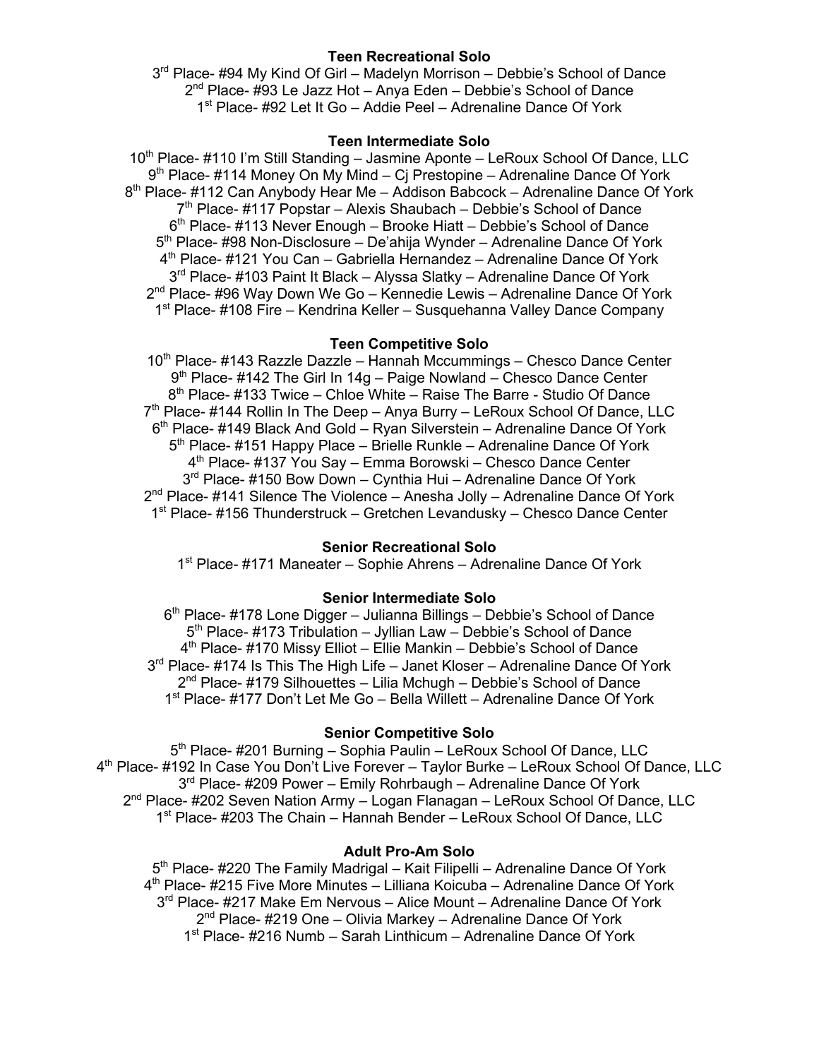**Teen Recreational Solo**

3rd Place- #94 My Kind Of Girl – Madelyn Morrison – Debbie's School of Dance
2nd Place- #93 Le Jazz Hot – Anya Eden – Debbie's School of Dance
1st Place- #92 Let It Go – Addie Peel – Adrenaline Dance Of York

**Teen Intermediate Solo**

10th Place- #110 I'm Still Standing – Jasmine Aponte – LeRoux School Of Dance, LLC
9th Place- #114 Money On My Mind – Cj Prestopine – Adrenaline Dance Of York
8th Place- #112 Can Anybody Hear Me – Addison Babcock – Adrenaline Dance Of York
7th Place- #117 Popstar – Alexis Shaubach – Debbie's School of Dance
6th Place- #113 Never Enough – Brooke Hiatt – Debbie's School of Dance
5th Place- #98 Non-Disclosure – De'ahija Wynder – Adrenaline Dance Of York
4th Place- #121 You Can – Gabriella Hernandez – Adrenaline Dance Of York
3rd Place- #103 Paint It Black – Alyssa Slatky – Adrenaline Dance Of York
2nd Place- #96 Way Down We Go – Kennedie Lewis – Adrenaline Dance Of York
1st Place- #108 Fire – Kendrina Keller – Susquehanna Valley Dance Company

**Teen Competitive Solo**

10th Place- #143 Razzle Dazzle – Hannah Mccummings – Chesco Dance Center
9th Place- #142 The Girl In 14g – Paige Nowland – Chesco Dance Center
8th Place- #133 Twice – Chloe White – Raise The Barre - Studio Of Dance
7th Place- #144 Rollin In The Deep – Anya Burry – LeRoux School Of Dance, LLC
6th Place- #149 Black And Gold – Ryan Silverstein – Adrenaline Dance Of York
5th Place- #151 Happy Place – Brielle Runkle – Adrenaline Dance Of York
4th Place- #137 You Say – Emma Borowski – Chesco Dance Center
3rd Place- #150 Bow Down – Cynthia Hui – Adrenaline Dance Of York
2nd Place- #141 Silence The Violence – Anesha Jolly – Adrenaline Dance Of York
1st Place- #156 Thunderstruck – Gretchen Levandusky – Chesco Dance Center

**Senior Recreational Solo**

1st Place- #171 Maneater – Sophie Ahrens – Adrenaline Dance Of York

**Senior Intermediate Solo**

6th Place- #178 Lone Digger – Julianna Billings – Debbie's School of Dance
5th Place- #173 Tribulation – Jyllian Law – Debbie's School of Dance
4th Place- #170 Missy Elliot – Ellie Mankin – Debbie's School of Dance
3rd Place- #174 Is This The High Life – Janet Kloser – Adrenaline Dance Of York
2nd Place- #179 Silhouettes – Lilia Mchugh – Debbie's School of Dance
1st Place- #177 Don't Let Me Go – Bella Willett – Adrenaline Dance Of York

**Senior Competitive Solo**

5th Place- #201 Burning – Sophia Paulin – LeRoux School Of Dance, LLC
4th Place- #192 In Case You Don't Live Forever – Taylor Burke – LeRoux School Of Dance, LLC
3rd Place- #209 Power – Emily Rohrbaugh – Adrenaline Dance Of York
2nd Place- #202 Seven Nation Army – Logan Flanagan – LeRoux School Of Dance, LLC
1st Place- #203 The Chain – Hannah Bender – LeRoux School Of Dance, LLC

**Adult Pro-Am Solo**

5th Place- #220 The Family Madrigal – Kait Filipelli – Adrenaline Dance Of York
4th Place- #215 Five More Minutes – Lilliana Koicuba – Adrenaline Dance Of York
3rd Place- #217 Make Em Nervous – Alice Mount – Adrenaline Dance Of York
2nd Place- #219 One – Olivia Markey – Adrenaline Dance Of York
1st Place- #216 Numb – Sarah Linthicum – Adrenaline Dance Of York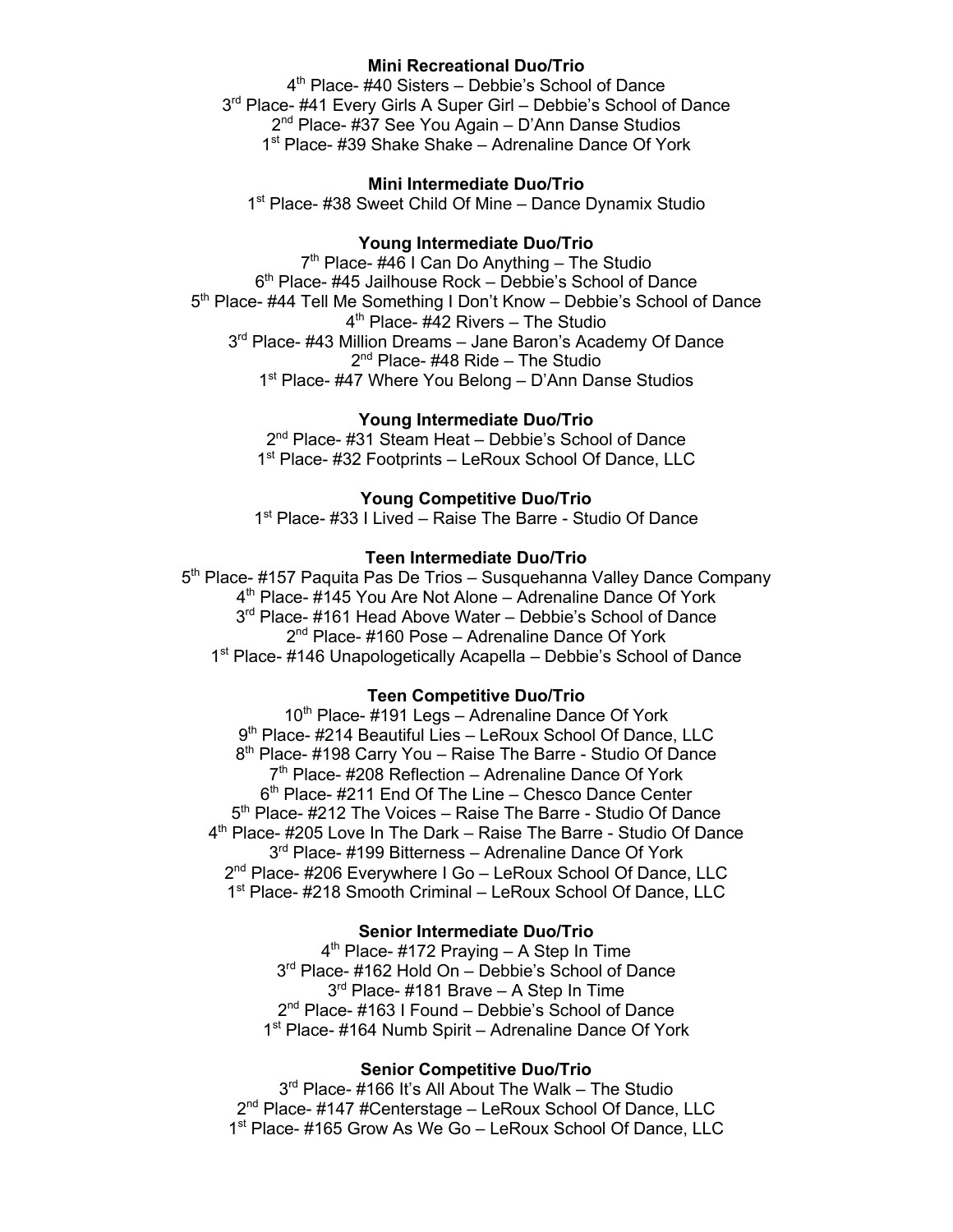**Mini Recreational Duo/Trio**

4th Place- #40 Sisters – Debbie's School of Dance
3rd Place- #41 Every Girls A Super Girl – Debbie's School of Dance
2nd Place- #37 See You Again – D'Ann Danse Studios
1st Place- #39 Shake Shake – Adrenaline Dance Of York

**Mini Intermediate Duo/Trio**

1st Place- #38 Sweet Child Of Mine – Dance Dynamix Studio

**Young Intermediate Duo/Trio**

7th Place- #46 I Can Do Anything – The Studio
6th Place- #45 Jailhouse Rock – Debbie's School of Dance
5th Place- #44 Tell Me Something I Don't Know – Debbie's School of Dance
4th Place- #42 Rivers – The Studio
3rd Place- #43 Million Dreams – Jane Baron's Academy Of Dance
2nd Place- #48 Ride – The Studio
1st Place- #47 Where You Belong – D'Ann Danse Studios

**Young Intermediate Duo/Trio**

2nd Place- #31 Steam Heat – Debbie's School of Dance
1st Place- #32 Footprints – LeRoux School Of Dance, LLC

**Young Competitive Duo/Trio**

1st Place- #33 I Lived – Raise The Barre - Studio Of Dance

**Teen Intermediate Duo/Trio**

5th Place- #157 Paquita Pas De Trios – Susquehanna Valley Dance Company
4th Place- #145 You Are Not Alone – Adrenaline Dance Of York
3rd Place- #161 Head Above Water – Debbie's School of Dance
2nd Place- #160 Pose – Adrenaline Dance Of York
1st Place- #146 Unapologetically Acapella – Debbie's School of Dance

**Teen Competitive Duo/Trio**

10th Place- #191 Legs – Adrenaline Dance Of York
9th Place- #214 Beautiful Lies – LeRoux School Of Dance, LLC
8th Place- #198 Carry You – Raise The Barre - Studio Of Dance
7th Place- #208 Reflection – Adrenaline Dance Of York
6th Place- #211 End Of The Line – Chesco Dance Center
5th Place- #212 The Voices – Raise The Barre - Studio Of Dance
4th Place- #205 Love In The Dark – Raise The Barre - Studio Of Dance
3rd Place- #199 Bitterness – Adrenaline Dance Of York
2nd Place- #206 Everywhere I Go – LeRoux School Of Dance, LLC
1st Place- #218 Smooth Criminal – LeRoux School Of Dance, LLC

**Senior Intermediate Duo/Trio**

4th Place- #172 Praying – A Step In Time
3rd Place- #162 Hold On – Debbie's School of Dance
3rd Place- #181 Brave – A Step In Time
2nd Place- #163 I Found – Debbie's School of Dance
1st Place- #164 Numb Spirit – Adrenaline Dance Of York

**Senior Competitive Duo/Trio**

3rd Place- #166 It's All About The Walk – The Studio
2nd Place- #147 #Centerstage – LeRoux School Of Dance, LLC
1st Place- #165 Grow As We Go – LeRoux School Of Dance, LLC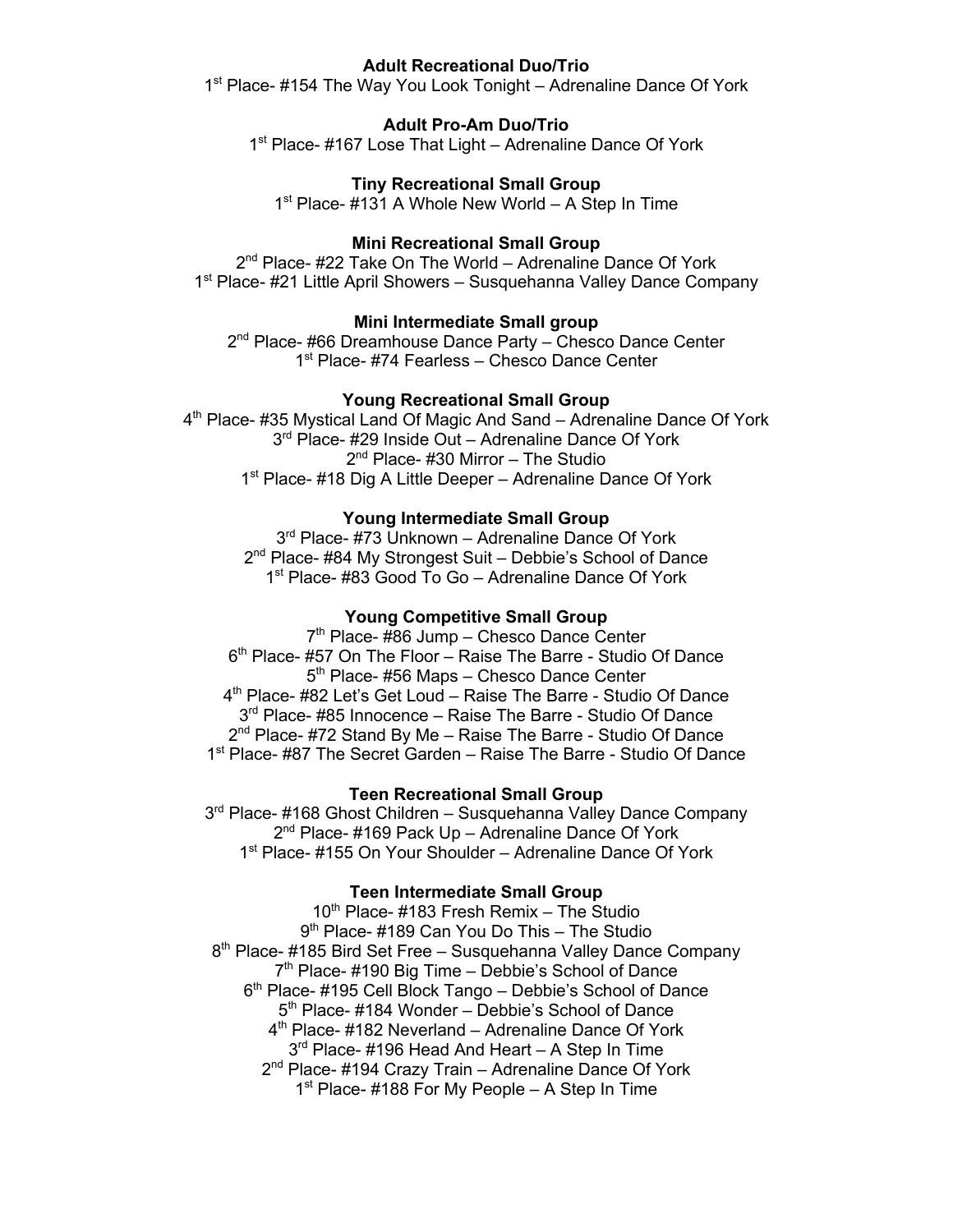**Adult Recreational Duo/Trio**

1st Place- #154 The Way You Look Tonight – Adrenaline Dance Of York

**Adult Pro-Am Duo/Trio**

1st Place- #167 Lose That Light – Adrenaline Dance Of York

**Tiny Recreational Small Group**

1st Place- #131 A Whole New World – A Step In Time

**Mini Recreational Small Group**

2nd Place- #22 Take On The World – Adrenaline Dance Of York
1st Place- #21 Little April Showers – Susquehanna Valley Dance Company

**Mini Intermediate Small group**

2nd Place- #66 Dreamhouse Dance Party – Chesco Dance Center
1st Place- #74 Fearless – Chesco Dance Center

**Young Recreational Small Group**

4th Place- #35 Mystical Land Of Magic And Sand – Adrenaline Dance Of York
3rd Place- #29 Inside Out – Adrenaline Dance Of York
2nd Place- #30 Mirror – The Studio
1st Place- #18 Dig A Little Deeper – Adrenaline Dance Of York

**Young Intermediate Small Group**

3rd Place- #73 Unknown – Adrenaline Dance Of York
2nd Place- #84 My Strongest Suit – Debbie's School of Dance
1st Place- #83 Good To Go – Adrenaline Dance Of York

**Young Competitive Small Group**

7th Place- #86 Jump – Chesco Dance Center
6th Place- #57 On The Floor – Raise The Barre - Studio Of Dance
5th Place- #56 Maps – Chesco Dance Center
4th Place- #82 Let's Get Loud – Raise The Barre - Studio Of Dance
3rd Place- #85 Innocence – Raise The Barre - Studio Of Dance
2nd Place- #72 Stand By Me – Raise The Barre - Studio Of Dance
1st Place- #87 The Secret Garden – Raise The Barre - Studio Of Dance

**Teen Recreational Small Group**

3rd Place- #168 Ghost Children – Susquehanna Valley Dance Company
2nd Place- #169 Pack Up – Adrenaline Dance Of York
1st Place- #155 On Your Shoulder – Adrenaline Dance Of York

**Teen Intermediate Small Group**

10th Place- #183 Fresh Remix – The Studio
9th Place- #189 Can You Do This – The Studio
8th Place- #185 Bird Set Free – Susquehanna Valley Dance Company
7th Place- #190 Big Time – Debbie's School of Dance
6th Place- #195 Cell Block Tango – Debbie's School of Dance
5th Place- #184 Wonder – Debbie's School of Dance
4th Place- #182 Neverland – Adrenaline Dance Of York
3rd Place- #196 Head And Heart – A Step In Time
2nd Place- #194 Crazy Train – Adrenaline Dance Of York
1st Place- #188 For My People – A Step In Time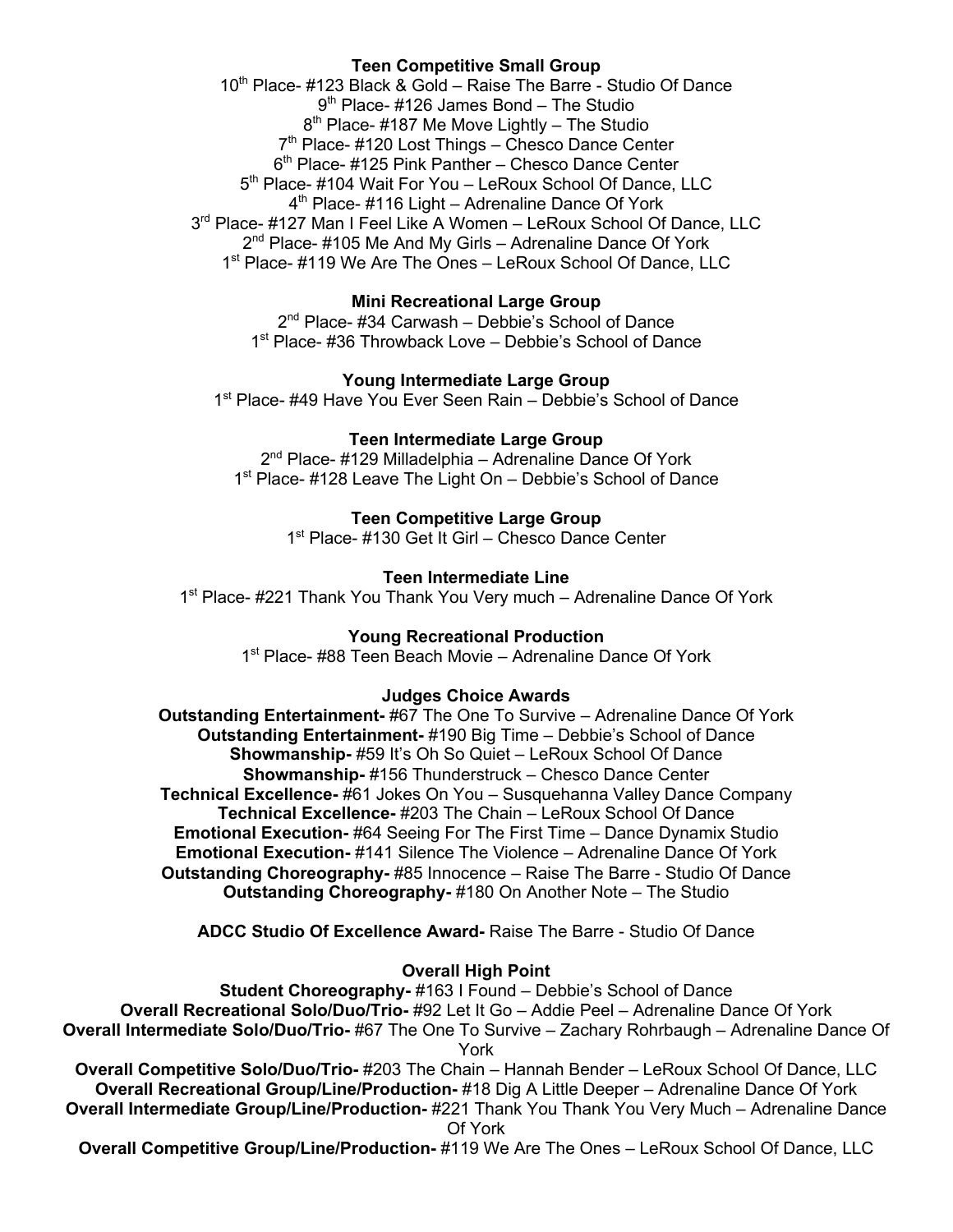**Teen Competitive Small Group**

10th Place- #123 Black & Gold – Raise The Barre - Studio Of Dance
9th Place- #126 James Bond – The Studio
8th Place- #187 Me Move Lightly – The Studio
7th Place- #120 Lost Things – Chesco Dance Center
6th Place- #125 Pink Panther – Chesco Dance Center
5th Place- #104 Wait For You – LeRoux School Of Dance, LLC
4th Place- #116 Light – Adrenaline Dance Of York
3rd Place- #127 Man I Feel Like A Women – LeRoux School Of Dance, LLC
2nd Place- #105 Me And My Girls – Adrenaline Dance Of York
1st Place- #119 We Are The Ones – LeRoux School Of Dance, LLC

**Mini Recreational Large Group**

2nd Place- #34 Carwash – Debbie's School of Dance
1st Place- #36 Throwback Love – Debbie's School of Dance

**Young Intermediate Large Group**

1st Place- #49 Have You Ever Seen Rain – Debbie's School of Dance

**Teen Intermediate Large Group**

2nd Place- #129 Milladelphia – Adrenaline Dance Of York
1st Place- #128 Leave The Light On – Debbie's School of Dance

**Teen Competitive Large Group**

1st Place- #130 Get It Girl – Chesco Dance Center

**Teen Intermediate Line**

1st Place- #221 Thank You Thank You Very much – Adrenaline Dance Of York

**Young Recreational Production**

1st Place- #88 Teen Beach Movie – Adrenaline Dance Of York

**Judges Choice Awards**

**Outstanding Entertainment-** #67 The One To Survive – Adrenaline Dance Of York
**Outstanding Entertainment-** #190 Big Time – Debbie's School of Dance
**Showmanship-** #59 It's Oh So Quiet – LeRoux School Of Dance
**Showmanship-** #156 Thunderstruck – Chesco Dance Center
**Technical Excellence-** #61 Jokes On You – Susquehanna Valley Dance Company
**Technical Excellence-** #203 The Chain – LeRoux School Of Dance
**Emotional Execution-** #64 Seeing For The First Time – Dance Dynamix Studio
**Emotional Execution-** #141 Silence The Violence – Adrenaline Dance Of York
**Outstanding Choreography-** #85 Innocence – Raise The Barre - Studio Of Dance
**Outstanding Choreography-** #180 On Another Note – The Studio

**ADCC Studio Of Excellence Award-** Raise The Barre - Studio Of Dance

**Overall High Point**

**Student Choreography-** #163 I Found – Debbie's School of Dance
**Overall Recreational Solo/Duo/Trio-** #92 Let It Go – Addie Peel – Adrenaline Dance Of York
**Overall Intermediate Solo/Duo/Trio-** #67 The One To Survive – Zachary Rohrbaugh – Adrenaline Dance Of York
**Overall Competitive Solo/Duo/Trio-** #203 The Chain – Hannah Bender – LeRoux School Of Dance, LLC
**Overall Recreational Group/Line/Production-** #18 Dig A Little Deeper – Adrenaline Dance Of York
**Overall Intermediate Group/Line/Production-** #221 Thank You Thank You Very Much – Adrenaline Dance Of York
**Overall Competitive Group/Line/Production-** #119 We Are The Ones – LeRoux School Of Dance, LLC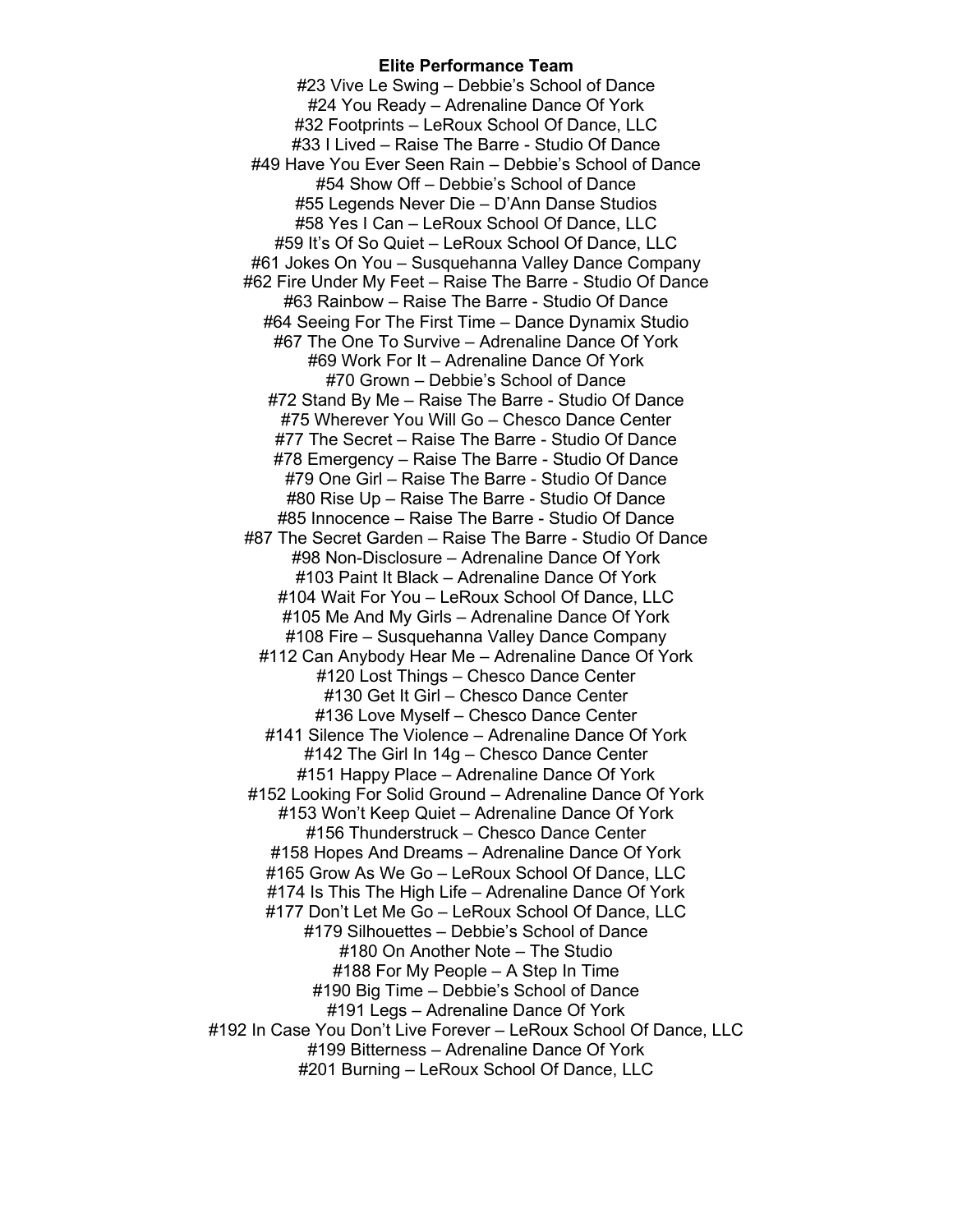**Elite Performance Team**

#23 Vive Le Swing – Debbie's School of Dance
#24 You Ready – Adrenaline Dance Of York
#32 Footprints – LeRoux School Of Dance, LLC
#33 I Lived – Raise The Barre - Studio Of Dance
#49 Have You Ever Seen Rain – Debbie's School of Dance
#54 Show Off – Debbie's School of Dance
#55 Legends Never Die – D'Ann Danse Studios
#58 Yes I Can – LeRoux School Of Dance, LLC
#59 It's Of So Quiet – LeRoux School Of Dance, LLC
#61 Jokes On You – Susquehanna Valley Dance Company
#62 Fire Under My Feet – Raise The Barre - Studio Of Dance
#63 Rainbow – Raise The Barre - Studio Of Dance
#64 Seeing For The First Time – Dance Dynamix Studio
#67 The One To Survive – Adrenaline Dance Of York
#69 Work For It – Adrenaline Dance Of York
#70 Grown – Debbie's School of Dance
#72 Stand By Me – Raise The Barre - Studio Of Dance
#75 Wherever You Will Go – Chesco Dance Center
#77 The Secret – Raise The Barre - Studio Of Dance
#78 Emergency – Raise The Barre - Studio Of Dance
#79 One Girl – Raise The Barre - Studio Of Dance
#80 Rise Up – Raise The Barre - Studio Of Dance
#85 Innocence – Raise The Barre - Studio Of Dance
#87 The Secret Garden – Raise The Barre - Studio Of Dance
#98 Non-Disclosure – Adrenaline Dance Of York
#103 Paint It Black – Adrenaline Dance Of York
#104 Wait For You – LeRoux School Of Dance, LLC
#105 Me And My Girls – Adrenaline Dance Of York
#108 Fire – Susquehanna Valley Dance Company
#112 Can Anybody Hear Me – Adrenaline Dance Of York
#120 Lost Things – Chesco Dance Center
#130 Get It Girl – Chesco Dance Center
#136 Love Myself – Chesco Dance Center
#141 Silence The Violence – Adrenaline Dance Of York
#142 The Girl In 14g – Chesco Dance Center
#151 Happy Place – Adrenaline Dance Of York
#152 Looking For Solid Ground – Adrenaline Dance Of York
#153 Won't Keep Quiet – Adrenaline Dance Of York
#156 Thunderstruck – Chesco Dance Center
#158 Hopes And Dreams – Adrenaline Dance Of York
#165 Grow As We Go – LeRoux School Of Dance, LLC
#174 Is This The High Life – Adrenaline Dance Of York
#177 Don't Let Me Go – LeRoux School Of Dance, LLC
#179 Silhouettes – Debbie's School of Dance
#180 On Another Note – The Studio
#188 For My People – A Step In Time
#190 Big Time – Debbie's School of Dance
#191 Legs – Adrenaline Dance Of York
#192 In Case You Don't Live Forever – LeRoux School Of Dance, LLC
#199 Bitterness – Adrenaline Dance Of York
#201 Burning – LeRoux School Of Dance, LLC